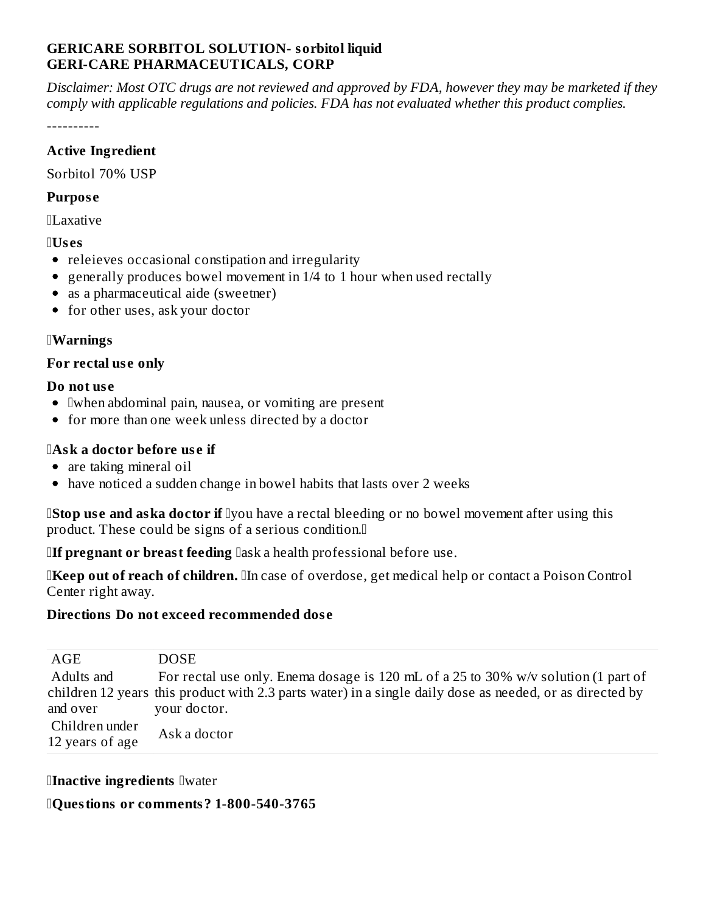**GERICARE SORBITOL SOLUTION- sorbitol liquid**
**GERI-CARE PHARMACEUTICALS, CORP**

*Disclaimer: Most OTC drugs are not reviewed and approved by FDA, however they may be marketed if they comply with applicable regulations and policies. FDA has not evaluated whether this product complies.*

----------

**Active Ingredient**

Sorbitol 70% USP

**Purpose**

Laxative

**Uses**

- releieves occasional constipation and irregularity
- generally produces bowel movement in 1/4 to 1 hour when used rectally
- as a pharmaceutical aide (sweetner)
- for other uses, ask your doctor

**Warnings**

**For rectal use only**

**Do not use**

- when abdominal pain, nausea, or vomiting are present
- for more than one week unless directed by a doctor

**Ask a doctor before use if**

- are taking mineral oil
- have noticed a sudden change in bowel habits that lasts over 2 weeks

**Stop use and aska doctor if** you have a rectal bleeding or no bowel movement after using this product. These could be signs of a serious condition.

**If pregnant or breast feeding** ask a health professional before use.

**Keep out of reach of children.** In case of overdose, get medical help or contact a Poison Control Center right away.

**Directions Do not exceed recommended dose**

| AGE | DOSE |
|---|---|
| Adults and children 12 years and over | For rectal use only. Enema dosage is 120 mL of a 25 to 30% w/v solution (1 part of this product with 2.3 parts water) in a single daily dose as needed, or as directed by your doctor. |
| Children under 12 years of age | Ask a doctor |

**Inactive ingredients** water

**Questions or comments? 1-800-540-3765**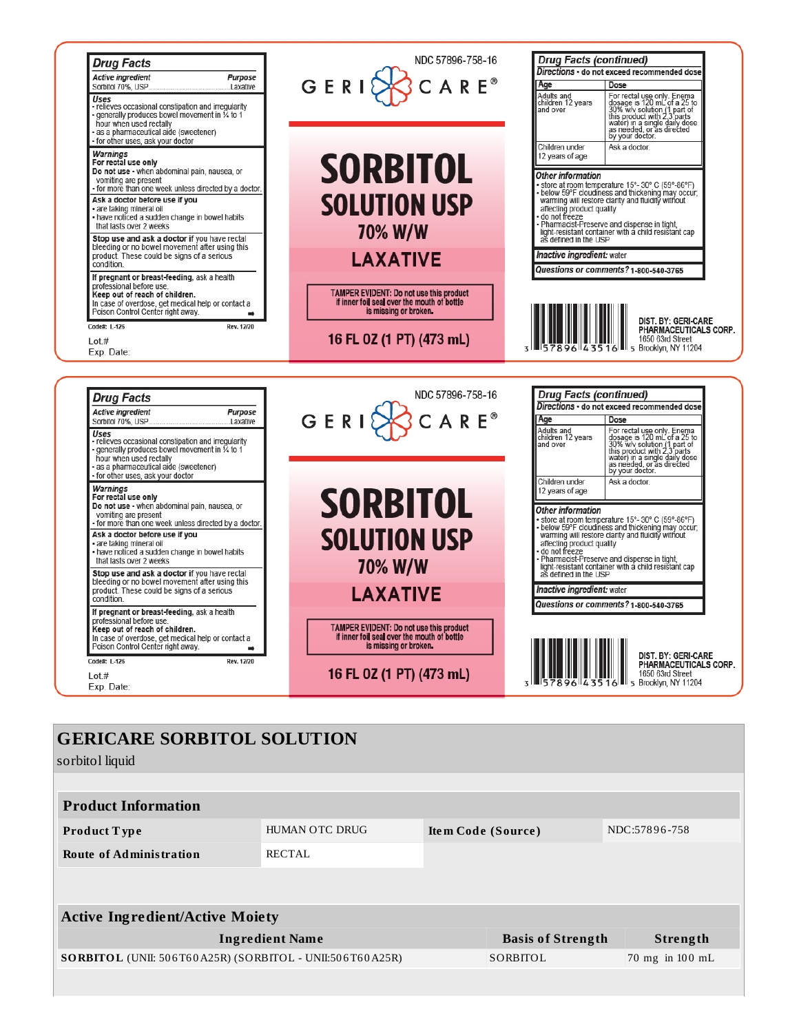## Drug Facts

| Active ingredient | Purpose |
|---|---|
| Sorbitol 70%, USP | Laxative |

**Uses**
- relieves occasional constipation and irregularity
- generally produces bowel movement in ¼ to 1 hour when used rectally
- as a pharmaceutical aide (sweetener)
- for other uses, ask your doctor

**Warnings**

**For rectal use only**

**Do not use** - when abdominal pain, nausea, or vomiting are present
- for more than one week unless directed by a doctor.

**Ask a doctor before use if you**
- are taking mineral oil
- have noticed a sudden change in bowel habits that lasts over 2 weeks

**Stop use and ask a doctor if** you have rectal bleeding or no bowel movement after using this product. These could be signs of a serious condition.

**If pregnant or breast-feeding,** ask a health professional before use.

**Keep out of reach of children.**

In case of overdose, get medical help or contact a Poison Control Center right away.

Code#: L-126 Rev. 12/20

Lot.#

Exp. Date:

NDC 57896-758-16

GERI CARE®

# SORBITOL SOLUTION USP

## 70% W/W

## LAXATIVE

TAMPER EVIDENT: Do not use this product if inner foil seal over the mouth of bottle is missing or broken.

**16 FL OZ (1 PT) (473 mL)**

## Drug Facts (continued)

**Directions** • do not exceed recommended dose

| Age | Dose |
|---|---|
| Adults and children 12 years and over | For rectal use only. Enema dosage is 120 mL of a 25 to 30% w/v solution (1 part of this product with 2.3 parts water) in a single daily dose as needed, or as directed by your doctor. |
| Children under 12 years of age | Ask a doctor. |

**Other information**
- store at room temperature 15°- 30° C (59°-86°F)
- below 59°F cloudiness and thickening may occur; warming will restore clarity and fluidity without affecting product quality
- do not freeze
- Pharmacist-Preserve and dispense in tight, light-resistant container with a child resistant cap as defined in the USP

**Inactive ingredient:** water

**Questions or comments?** 1-800-540-3765

3 57896 43516 5

DIST. BY: GERI-CARE PHARMACEUTICALS CORP.
1650 63rd Street
Brooklyn, NY 11204

## Drug Facts

| Active ingredient | Purpose |
|---|---|
| Sorbitol 70%, USP | Laxative |

**Uses**
- relieves occasional constipation and irregularity
- generally produces bowel movement in ¼ to 1 hour when used rectally
- as a pharmaceutical aide (sweetener)
- for other uses, ask your doctor

**Warnings**

**For rectal use only**

**Do not use** - when abdominal pain, nausea, or vomiting are present
- for more than one week unless directed by a doctor.

**Ask a doctor before use if you**
- are taking mineral oil
- have noticed a sudden change in bowel habits that lasts over 2 weeks

**Stop use and ask a doctor if** you have rectal bleeding or no bowel movement after using this product. These could be signs of a serious condition.

**If pregnant or breast-feeding,** ask a health professional before use.

**Keep out of reach of children.**

In case of overdose, get medical help or contact a Poison Control Center right away.

Code#: L-126 Rev. 12/20

Lot.#

Exp. Date:

NDC 57896-758-16

GERI CARE®

# SORBITOL SOLUTION USP

## 70% W/W

## LAXATIVE

TAMPER EVIDENT: Do not use this product if inner foil seal over the mouth of bottle is missing or broken.

**16 FL OZ (1 PT) (473 mL)**

## Drug Facts (continued)

**Directions** • do not exceed recommended dose

| Age | Dose |
|---|---|
| Adults and children 12 years and over | For rectal use only. Enema dosage is 120 mL of a 25 to 30% w/v solution (1 part of this product with 2.3 parts water) in a single daily dose as needed, or as directed by your doctor. |
| Children under 12 years of age | Ask a doctor. |

**Other information**
- store at room temperature 15°- 30° C (59°-86°F)
- below 59°F cloudiness and thickening may occur; warming will restore clarity and fluidity without affecting product quality
- do not freeze
- Pharmacist-Preserve and dispense in tight, light-resistant container with a child resistant cap as defined in the USP

**Inactive ingredient:** water

**Questions or comments?** 1-800-540-3765

3 57896 43516 5

DIST. BY: GERI-CARE PHARMACEUTICALS CORP.
1650 63rd Street
Brooklyn, NY 11204

# GERICARE SORBITOL SOLUTION

sorbitol liquid

| Product Information | | | |
|---|---|---|---|
| **Product Type** | HUMAN OTC DRUG | **Item Code (Source)** | NDC:57896-758 |
| **Route of Administration** | RECTAL | | |

| Active Ingredient/Active Moiety | | |
|---|---|---|
| **Ingredient Name** | **Basis of Strength** | **Strength** |
| **SORBITOL** (UNII: 506T60A25R) (SORBITOL - UNII:506T60A25R) | SORBITOL | 70 mg in 100 mL |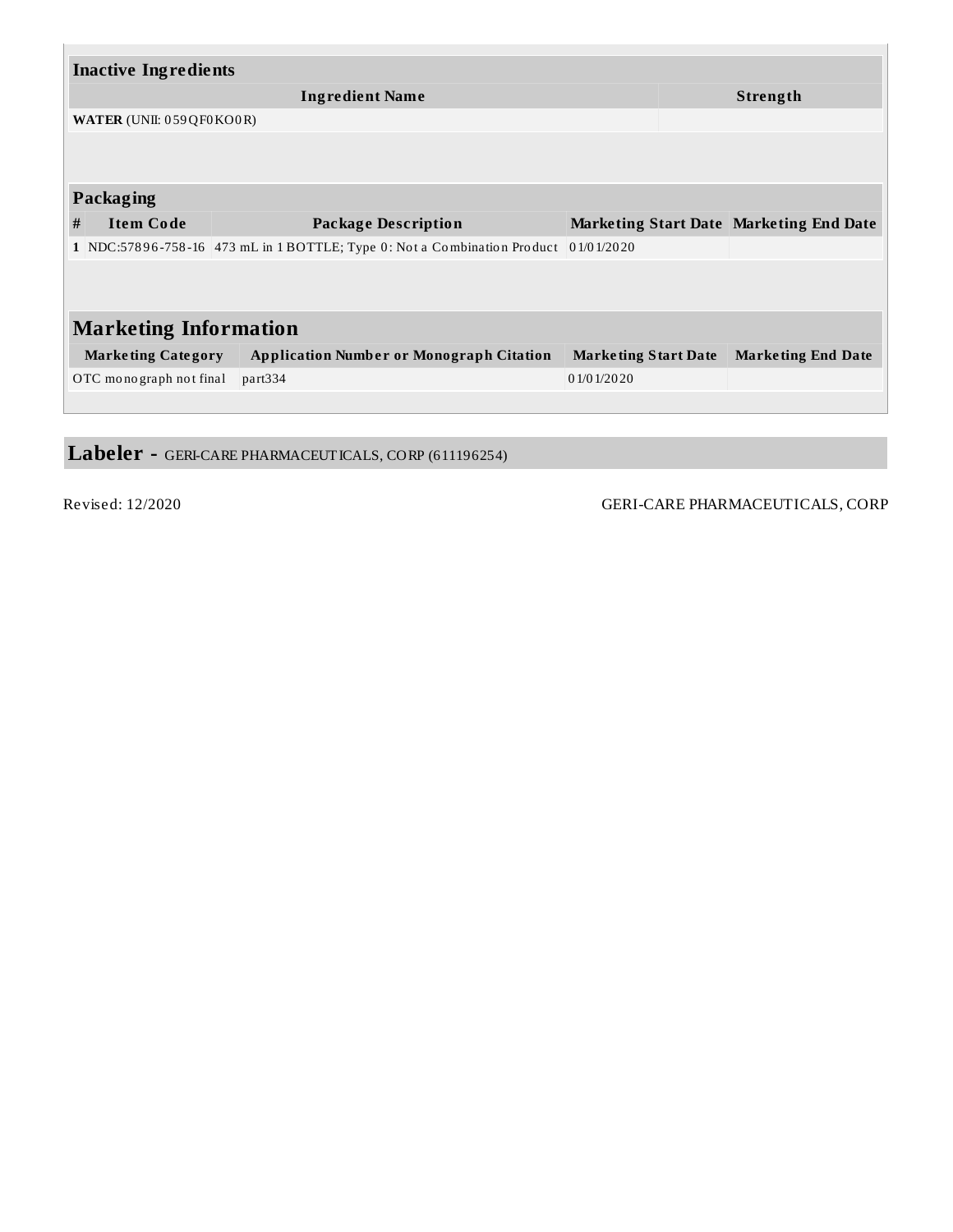### Inactive Ingredients

| Ingredient Name | Strength |
|---|---|
| **WATER** (UNII: 059QF0KO0R) | |

### Packaging

| # | Item Code | Package Description | Marketing Start Date | Marketing End Date |
|---|---|---|---|---|
| 1 | NDC:57896-758-16 | 473 mL in 1 BOTTLE; Type 0: Not a Combination Product | 01/01/2020 | |

## Marketing Information

| Marketing Category | Application Number or Monograph Citation | Marketing Start Date | Marketing End Date |
|---|---|---|---|
| OTC monograph not final | part334 | 01/01/2020 | |

## Labeler - GERI-CARE PHARMACEUTICALS, CORP (611196254)

Revised: 12/2020 GERI-CARE PHARMACEUTICALS, CORP